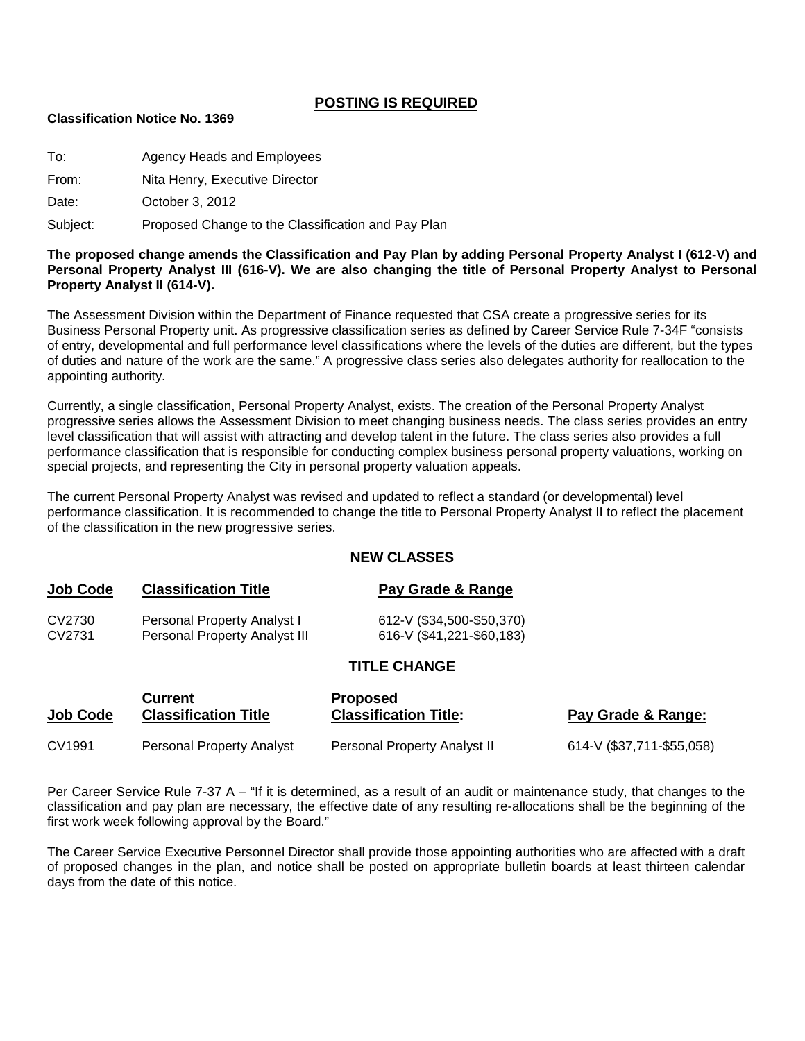## POSTING IS REQUIRED

**Classification Notice No. 1369**

To: Agency Heads and Employees

From: Nita Henry, Executive Director

Date: October 3, 2012

Subject: Proposed Change to the Classification and Pay Plan

**The proposed change amends the Classification and Pay Plan by adding Personal Property Analyst I (612-V) and Personal Property Analyst III (616-V). We are also changing the title of Personal Property Analyst to Personal Property Analyst II (614-V).**

The Assessment Division within the Department of Finance requested that CSA create a progressive series for its Business Personal Property unit. As progressive classification series as defined by Career Service Rule 7-34F "consists of entry, developmental and full performance level classifications where the levels of the duties are different, but the types of duties and nature of the work are the same." A progressive class series also delegates authority for reallocation to the appointing authority.

Currently, a single classification, Personal Property Analyst, exists. The creation of the Personal Property Analyst progressive series allows the Assessment Division to meet changing business needs. The class series provides an entry level classification that will assist with attracting and develop talent in the future. The class series also provides a full performance classification that is responsible for conducting complex business personal property valuations, working on special projects, and representing the City in personal property valuation appeals.

The current Personal Property Analyst was revised and updated to reflect a standard (or developmental) level performance classification. It is recommended to change the title to Personal Property Analyst II to reflect the placement of the classification in the new progressive series.

### NEW CLASSES

| Job Code | Classification Title | Pay Grade & Range |
|---|---|---|
| CV2730 | Personal Property Analyst I | 612-V ($34,500-$50,370) |
| CV2731 | Personal Property Analyst III | 616-V ($41,221-$60,183) |

### TITLE CHANGE

| Job Code | Current Classification Title | Proposed Classification Title: | Pay Grade & Range: |
|---|---|---|---|
| CV1991 | Personal Property Analyst | Personal Property Analyst II | 614-V ($37,711-$55,058) |

Per Career Service Rule 7-37 A – "If it is determined, as a result of an audit or maintenance study, that changes to the classification and pay plan are necessary, the effective date of any resulting re-allocations shall be the beginning of the first work week following approval by the Board."

The Career Service Executive Personnel Director shall provide those appointing authorities who are affected with a draft of proposed changes in the plan, and notice shall be posted on appropriate bulletin boards at least thirteen calendar days from the date of this notice.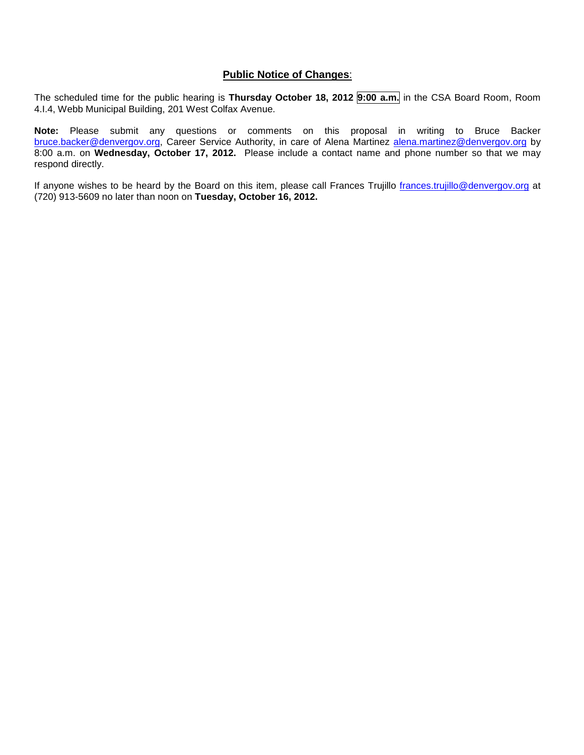**Public Notice of Changes**:

The scheduled time for the public hearing is **Thursday October 18, 2012 9:00 a.m.** in the CSA Board Room, Room 4.I.4, Webb Municipal Building, 201 West Colfax Avenue.

**Note:** Please submit any questions or comments on this proposal in writing to Bruce Backer bruce.backer@denvergov.org, Career Service Authority, in care of Alena Martinez alena.martinez@denvergov.org by 8:00 a.m. on **Wednesday, October 17, 2012.** Please include a contact name and phone number so that we may respond directly.

If anyone wishes to be heard by the Board on this item, please call Frances Trujillo frances.trujillo@denvergov.org at (720) 913-5609 no later than noon on **Tuesday, October 16, 2012.**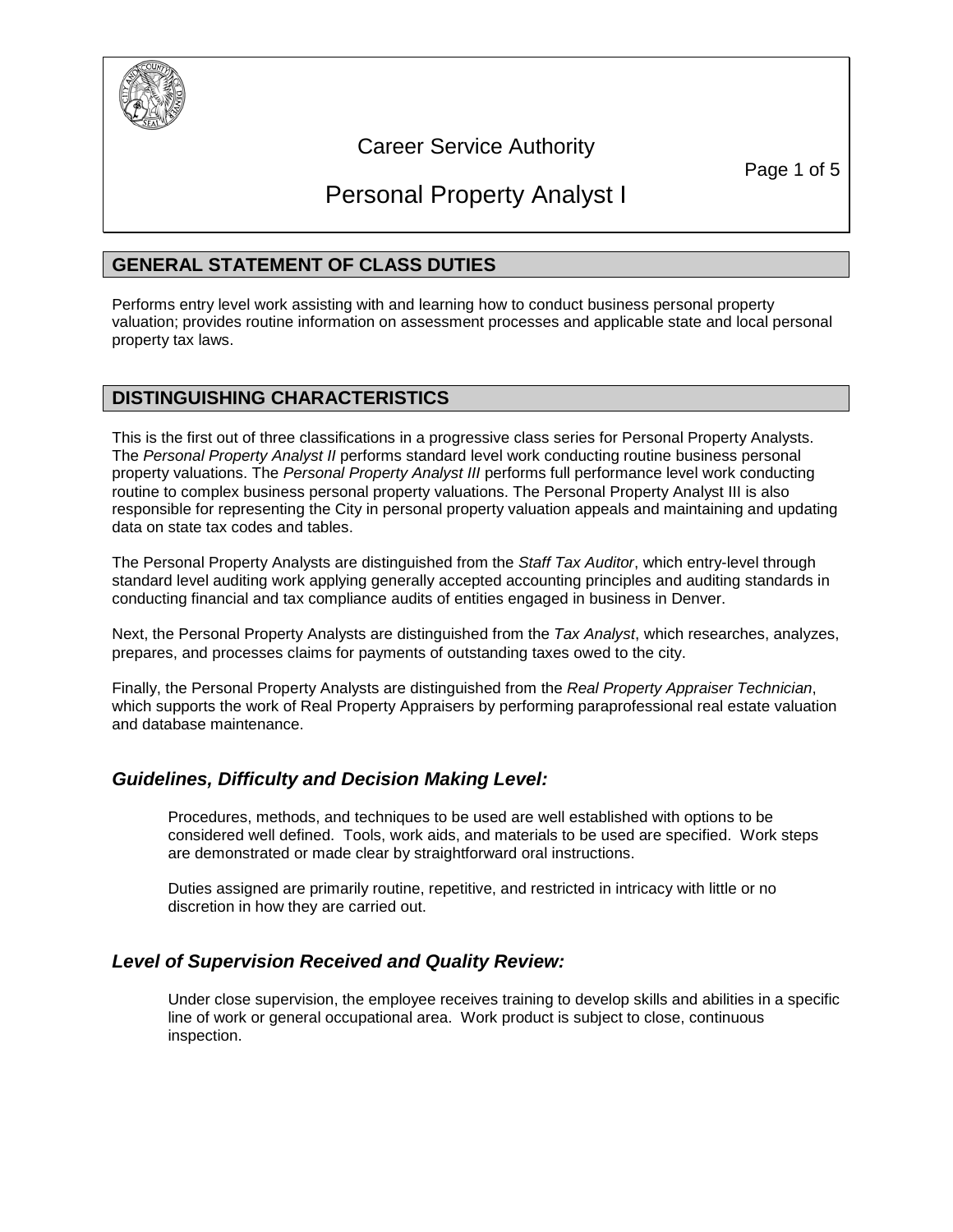# Career Service Authority

# Personal Property Analyst I

## GENERAL STATEMENT OF CLASS DUTIES

Performs entry level work assisting with and learning how to conduct business personal property valuation; provides routine information on assessment processes and applicable state and local personal property tax laws.

## DISTINGUISHING CHARACTERISTICS

This is the first out of three classifications in a progressive class series for Personal Property Analysts. The *Personal Property Analyst II* performs standard level work conducting routine business personal property valuations. The *Personal Property Analyst III* performs full performance level work conducting routine to complex business personal property valuations. The Personal Property Analyst III is also responsible for representing the City in personal property valuation appeals and maintaining and updating data on state tax codes and tables.

The Personal Property Analysts are distinguished from the *Staff Tax Auditor*, which entry-level through standard level auditing work applying generally accepted accounting principles and auditing standards in conducting financial and tax compliance audits of entities engaged in business in Denver.

Next, the Personal Property Analysts are distinguished from the *Tax Analyst*, which researches, analyzes, prepares, and processes claims for payments of outstanding taxes owed to the city.

Finally, the Personal Property Analysts are distinguished from the *Real Property Appraiser Technician*, which supports the work of Real Property Appraisers by performing paraprofessional real estate valuation and database maintenance.

### *Guidelines, Difficulty and Decision Making Level:*

Procedures, methods, and techniques to be used are well established with options to be considered well defined. Tools, work aids, and materials to be used are specified. Work steps are demonstrated or made clear by straightforward oral instructions.

Duties assigned are primarily routine, repetitive, and restricted in intricacy with little or no discretion in how they are carried out.

### *Level of Supervision Received and Quality Review:*

Under close supervision, the employee receives training to develop skills and abilities in a specific line of work or general occupational area. Work product is subject to close, continuous inspection.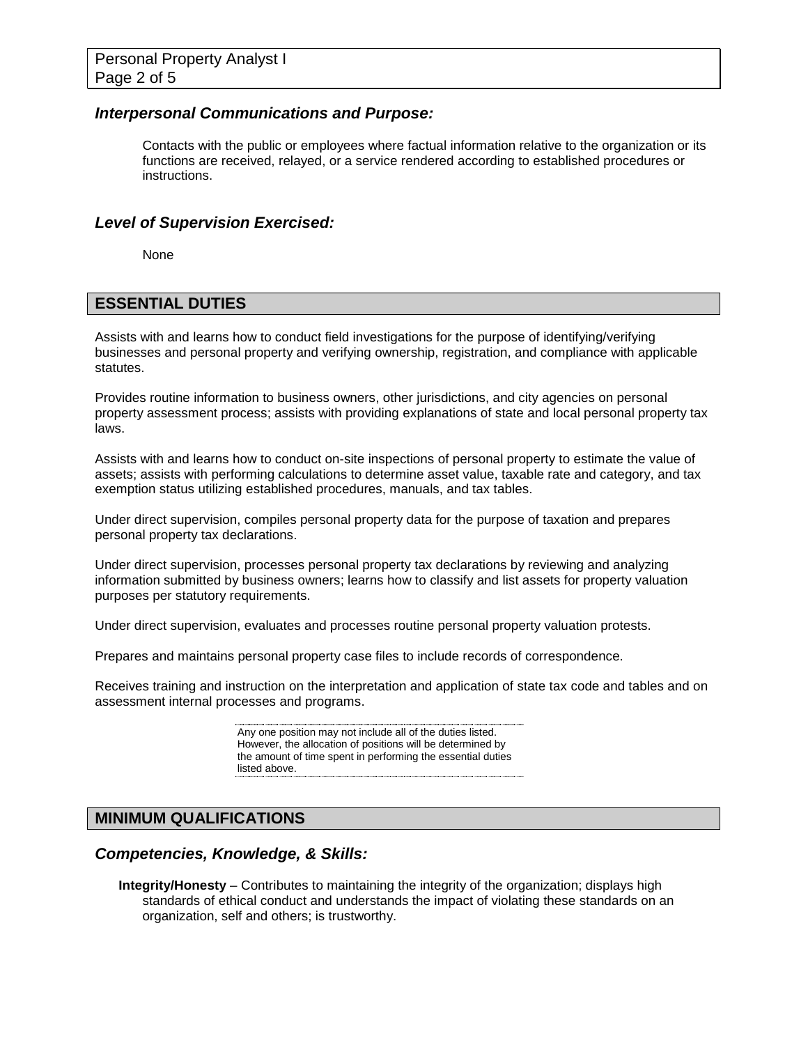### *Interpersonal Communications and Purpose:*

Contacts with the public or employees where factual information relative to the organization or its functions are received, relayed, or a service rendered according to established procedures or instructions.

### *Level of Supervision Exercised:*

None

## ESSENTIAL DUTIES

Assists with and learns how to conduct field investigations for the purpose of identifying/verifying businesses and personal property and verifying ownership, registration, and compliance with applicable statutes.

Provides routine information to business owners, other jurisdictions, and city agencies on personal property assessment process; assists with providing explanations of state and local personal property tax laws.

Assists with and learns how to conduct on-site inspections of personal property to estimate the value of assets; assists with performing calculations to determine asset value, taxable rate and category, and tax exemption status utilizing established procedures, manuals, and tax tables.

Under direct supervision, compiles personal property data for the purpose of taxation and prepares personal property tax declarations.

Under direct supervision, processes personal property tax declarations by reviewing and analyzing information submitted by business owners; learns how to classify and list assets for property valuation purposes per statutory requirements.

Under direct supervision, evaluates and processes routine personal property valuation protests.

Prepares and maintains personal property case files to include records of correspondence.

Receives training and instruction on the interpretation and application of state tax code and tables and on assessment internal processes and programs.

Any one position may not include all of the duties listed. However, the allocation of positions will be determined by the amount of time spent in performing the essential duties listed above.

## MINIMUM QUALIFICATIONS

### *Competencies, Knowledge, & Skills:*

**Integrity/Honesty** – Contributes to maintaining the integrity of the organization; displays high standards of ethical conduct and understands the impact of violating these standards on an organization, self and others; is trustworthy.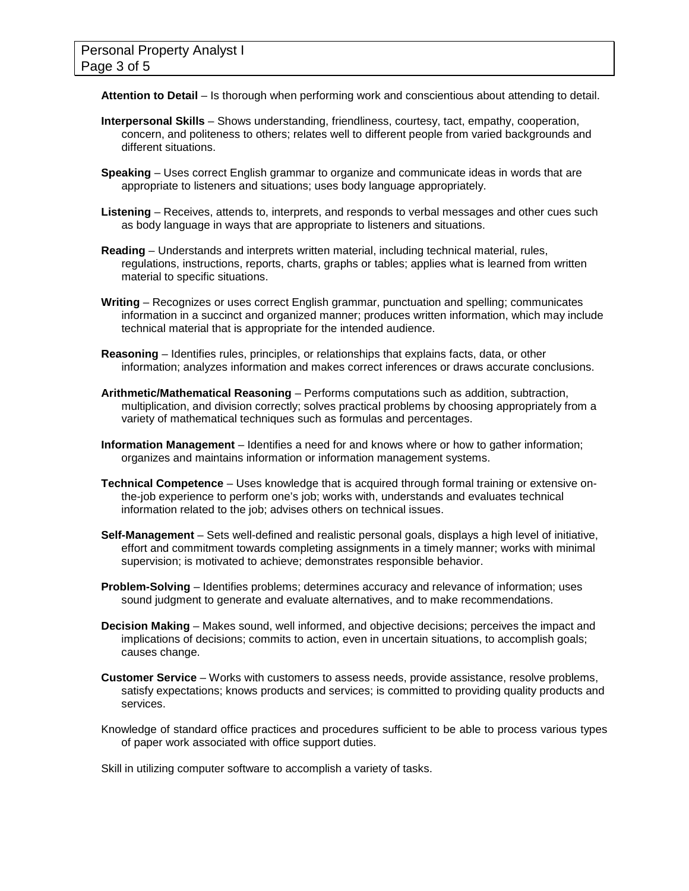**Attention to Detail** – Is thorough when performing work and conscientious about attending to detail.

**Interpersonal Skills** – Shows understanding, friendliness, courtesy, tact, empathy, cooperation, concern, and politeness to others; relates well to different people from varied backgrounds and different situations.

**Speaking** – Uses correct English grammar to organize and communicate ideas in words that are appropriate to listeners and situations; uses body language appropriately.

**Listening** – Receives, attends to, interprets, and responds to verbal messages and other cues such as body language in ways that are appropriate to listeners and situations.

**Reading** – Understands and interprets written material, including technical material, rules, regulations, instructions, reports, charts, graphs or tables; applies what is learned from written material to specific situations.

**Writing** – Recognizes or uses correct English grammar, punctuation and spelling; communicates information in a succinct and organized manner; produces written information, which may include technical material that is appropriate for the intended audience.

**Reasoning** – Identifies rules, principles, or relationships that explains facts, data, or other information; analyzes information and makes correct inferences or draws accurate conclusions.

**Arithmetic/Mathematical Reasoning** – Performs computations such as addition, subtraction, multiplication, and division correctly; solves practical problems by choosing appropriately from a variety of mathematical techniques such as formulas and percentages.

**Information Management** – Identifies a need for and knows where or how to gather information; organizes and maintains information or information management systems.

**Technical Competence** – Uses knowledge that is acquired through formal training or extensive on-the-job experience to perform one's job; works with, understands and evaluates technical information related to the job; advises others on technical issues.

**Self-Management** – Sets well-defined and realistic personal goals, displays a high level of initiative, effort and commitment towards completing assignments in a timely manner; works with minimal supervision; is motivated to achieve; demonstrates responsible behavior.

**Problem-Solving** – Identifies problems; determines accuracy and relevance of information; uses sound judgment to generate and evaluate alternatives, and to make recommendations.

**Decision Making** – Makes sound, well informed, and objective decisions; perceives the impact and implications of decisions; commits to action, even in uncertain situations, to accomplish goals; causes change.

**Customer Service** – Works with customers to assess needs, provide assistance, resolve problems, satisfy expectations; knows products and services; is committed to providing quality products and services.

Knowledge of standard office practices and procedures sufficient to be able to process various types of paper work associated with office support duties.

Skill in utilizing computer software to accomplish a variety of tasks.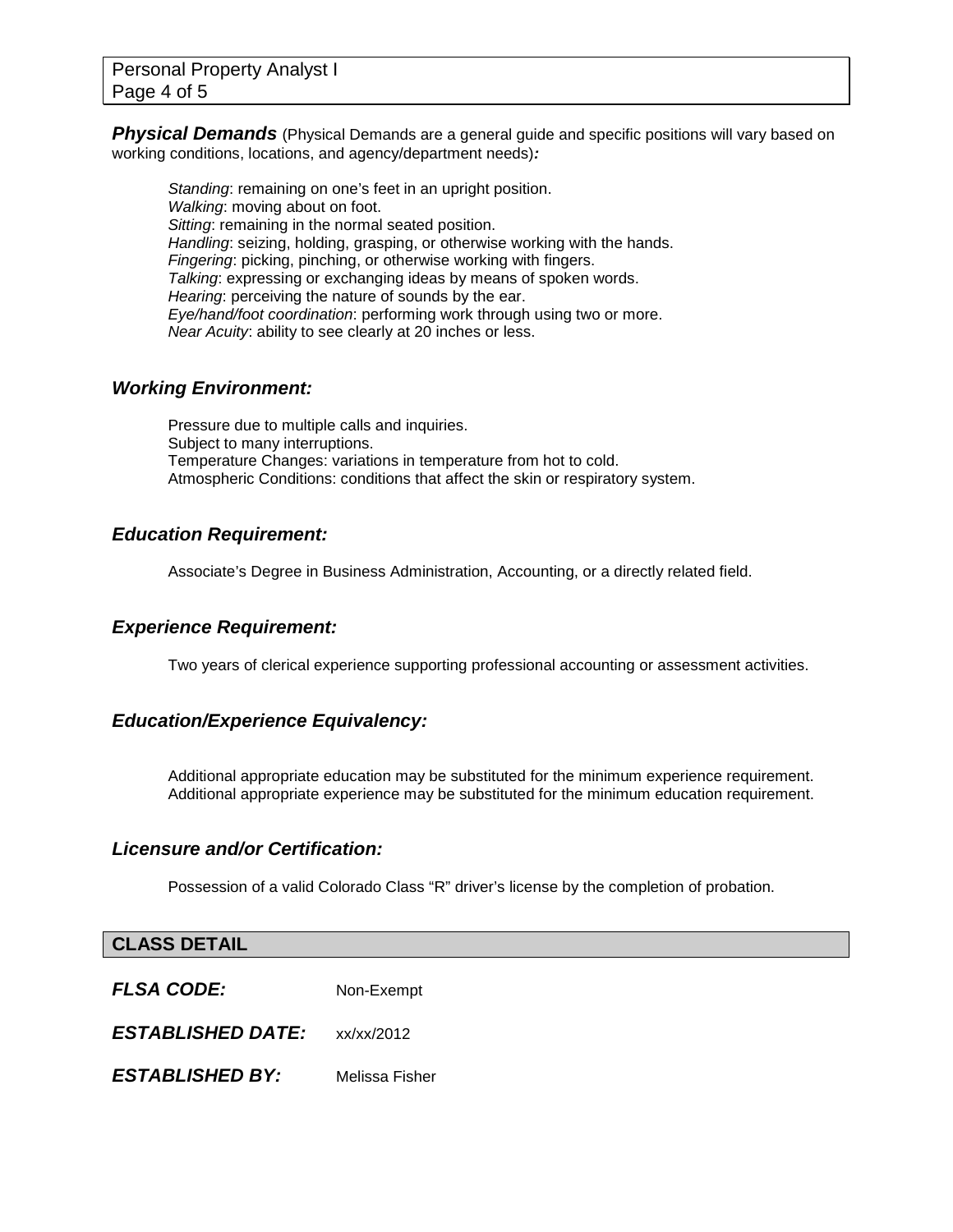***Physical Demands*** (Physical Demands are a general guide and specific positions will vary based on working conditions, locations, and agency/department needs)***:***

*Standing*: remaining on one's feet in an upright position.
*Walking*: moving about on foot.
*Sitting*: remaining in the normal seated position.
*Handling*: seizing, holding, grasping, or otherwise working with the hands.
*Fingering*: picking, pinching, or otherwise working with fingers.
*Talking*: expressing or exchanging ideas by means of spoken words.
*Hearing*: perceiving the nature of sounds by the ear.
*Eye/hand/foot coordination*: performing work through using two or more.
*Near Acuity*: ability to see clearly at 20 inches or less.

### *Working Environment:*

Pressure due to multiple calls and inquiries.
Subject to many interruptions.
Temperature Changes: variations in temperature from hot to cold.
Atmospheric Conditions: conditions that affect the skin or respiratory system.

### *Education Requirement:*

Associate's Degree in Business Administration, Accounting, or a directly related field.

### *Experience Requirement:*

Two years of clerical experience supporting professional accounting or assessment activities.

### *Education/Experience Equivalency:*

Additional appropriate education may be substituted for the minimum experience requirement.
Additional appropriate experience may be substituted for the minimum education requirement.

### *Licensure and/or Certification:*

Possession of a valid Colorado Class "R" driver's license by the completion of probation.

## CLASS DETAIL

***FLSA CODE:*** Non-Exempt

***ESTABLISHED DATE:*** xx/xx/2012

***ESTABLISHED BY:*** Melissa Fisher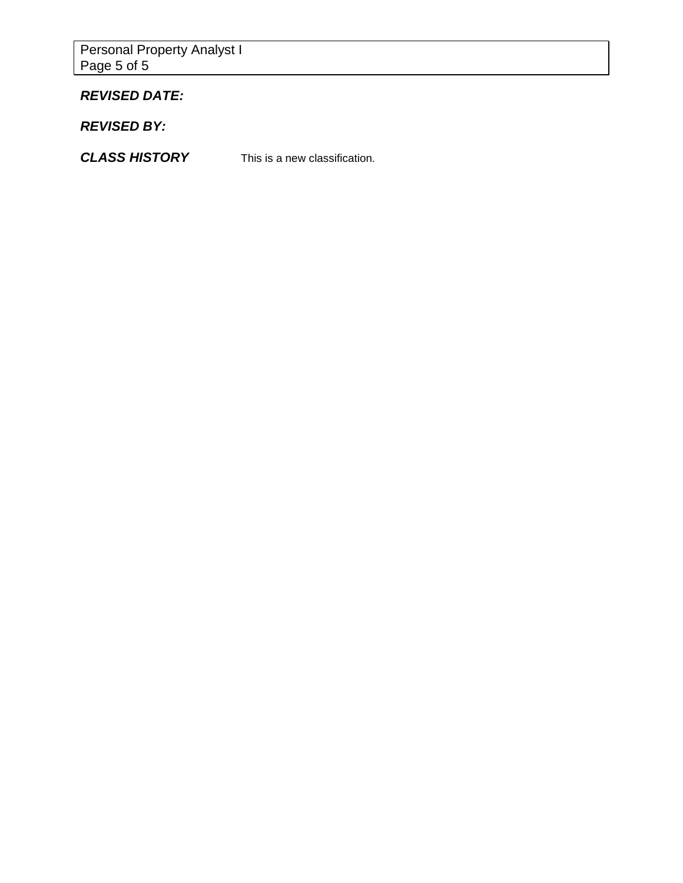***REVISED DATE:***

***REVISED BY:***

***CLASS HISTORY*** This is a new classification.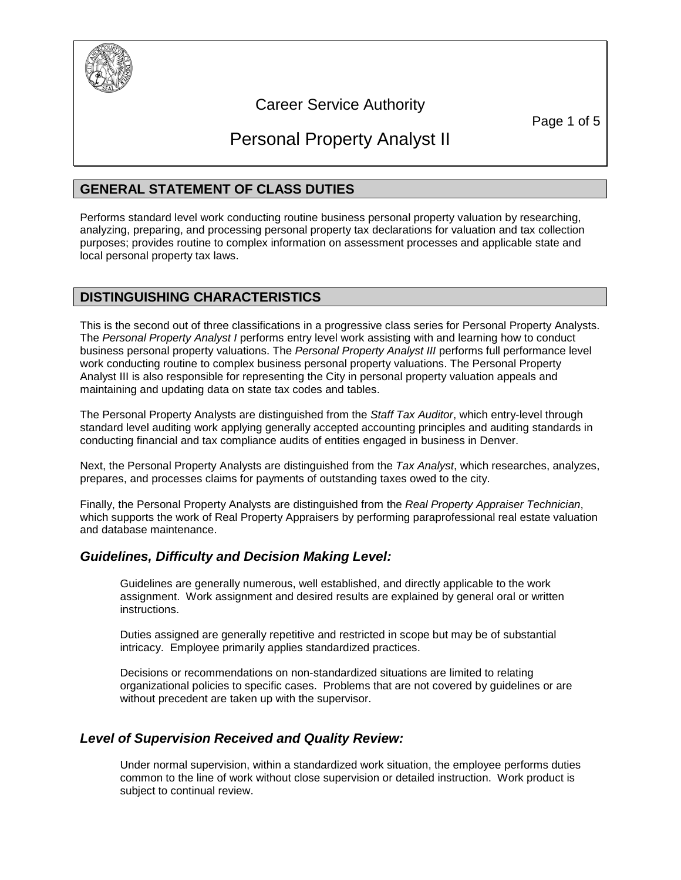Career Service Authority

# Personal Property Analyst II

## GENERAL STATEMENT OF CLASS DUTIES

Performs standard level work conducting routine business personal property valuation by researching, analyzing, preparing, and processing personal property tax declarations for valuation and tax collection purposes; provides routine to complex information on assessment processes and applicable state and local personal property tax laws.

## DISTINGUISHING CHARACTERISTICS

This is the second out of three classifications in a progressive class series for Personal Property Analysts. The *Personal Property Analyst I* performs entry level work assisting with and learning how to conduct business personal property valuations. The *Personal Property Analyst III* performs full performance level work conducting routine to complex business personal property valuations. The Personal Property Analyst III is also responsible for representing the City in personal property valuation appeals and maintaining and updating data on state tax codes and tables.

The Personal Property Analysts are distinguished from the *Staff Tax Auditor*, which entry-level through standard level auditing work applying generally accepted accounting principles and auditing standards in conducting financial and tax compliance audits of entities engaged in business in Denver.

Next, the Personal Property Analysts are distinguished from the *Tax Analyst*, which researches, analyzes, prepares, and processes claims for payments of outstanding taxes owed to the city.

Finally, the Personal Property Analysts are distinguished from the *Real Property Appraiser Technician*, which supports the work of Real Property Appraisers by performing paraprofessional real estate valuation and database maintenance.

### *Guidelines, Difficulty and Decision Making Level:*

Guidelines are generally numerous, well established, and directly applicable to the work assignment. Work assignment and desired results are explained by general oral or written instructions.

Duties assigned are generally repetitive and restricted in scope but may be of substantial intricacy. Employee primarily applies standardized practices.

Decisions or recommendations on non-standardized situations are limited to relating organizational policies to specific cases. Problems that are not covered by guidelines or are without precedent are taken up with the supervisor.

### *Level of Supervision Received and Quality Review:*

Under normal supervision, within a standardized work situation, the employee performs duties common to the line of work without close supervision or detailed instruction. Work product is subject to continual review.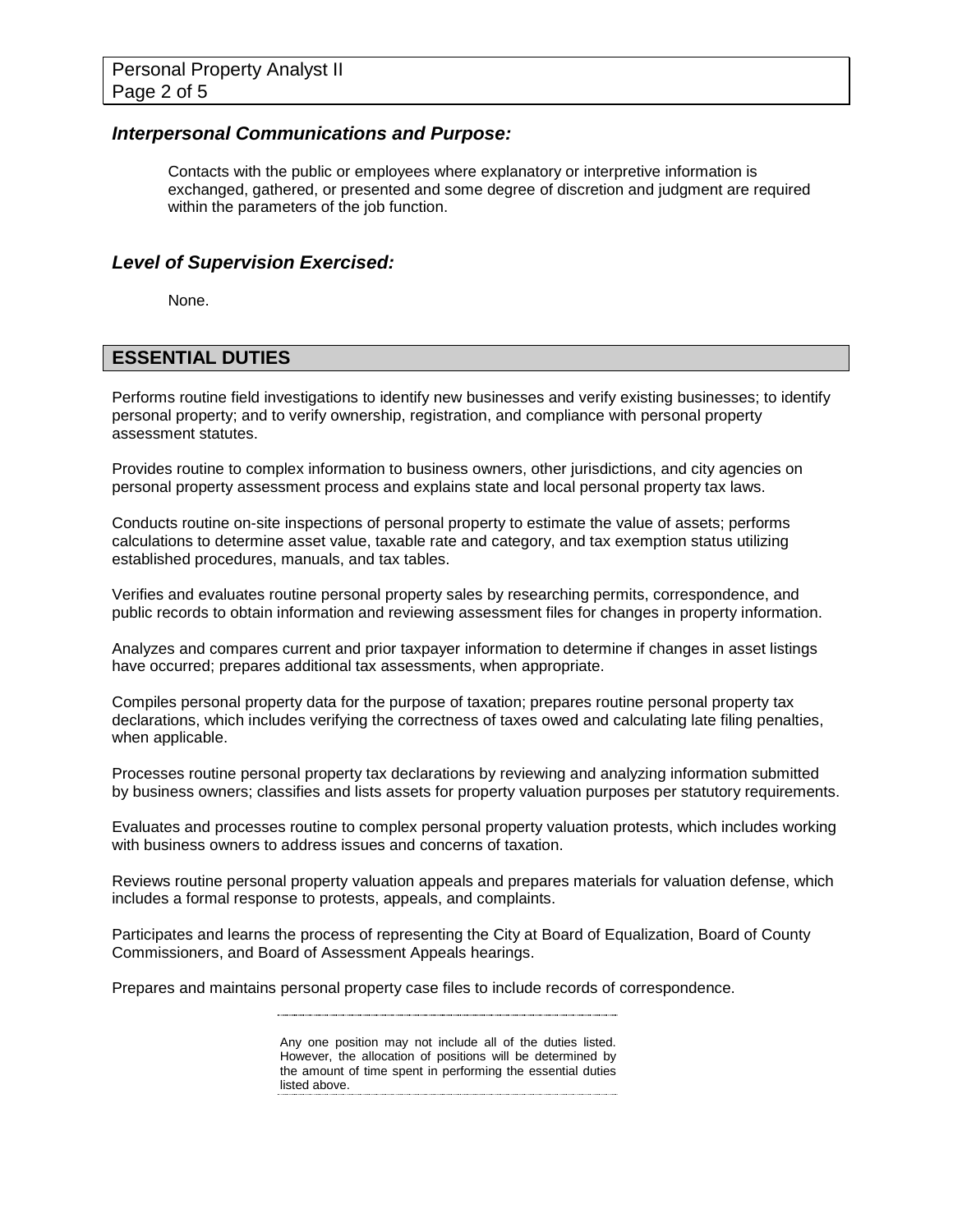### *Interpersonal Communications and Purpose:*

Contacts with the public or employees where explanatory or interpretive information is exchanged, gathered, or presented and some degree of discretion and judgment are required within the parameters of the job function.

### *Level of Supervision Exercised:*

None.

## ESSENTIAL DUTIES

Performs routine field investigations to identify new businesses and verify existing businesses; to identify personal property; and to verify ownership, registration, and compliance with personal property assessment statutes.

Provides routine to complex information to business owners, other jurisdictions, and city agencies on personal property assessment process and explains state and local personal property tax laws.

Conducts routine on-site inspections of personal property to estimate the value of assets; performs calculations to determine asset value, taxable rate and category, and tax exemption status utilizing established procedures, manuals, and tax tables.

Verifies and evaluates routine personal property sales by researching permits, correspondence, and public records to obtain information and reviewing assessment files for changes in property information.

Analyzes and compares current and prior taxpayer information to determine if changes in asset listings have occurred; prepares additional tax assessments, when appropriate.

Compiles personal property data for the purpose of taxation; prepares routine personal property tax declarations, which includes verifying the correctness of taxes owed and calculating late filing penalties, when applicable.

Processes routine personal property tax declarations by reviewing and analyzing information submitted by business owners; classifies and lists assets for property valuation purposes per statutory requirements.

Evaluates and processes routine to complex personal property valuation protests, which includes working with business owners to address issues and concerns of taxation.

Reviews routine personal property valuation appeals and prepares materials for valuation defense, which includes a formal response to protests, appeals, and complaints.

Participates and learns the process of representing the City at Board of Equalization, Board of County Commissioners, and Board of Assessment Appeals hearings.

Prepares and maintains personal property case files to include records of correspondence.

---

Any one position may not include all of the duties listed. However, the allocation of positions will be determined by the amount of time spent in performing the essential duties listed above.

---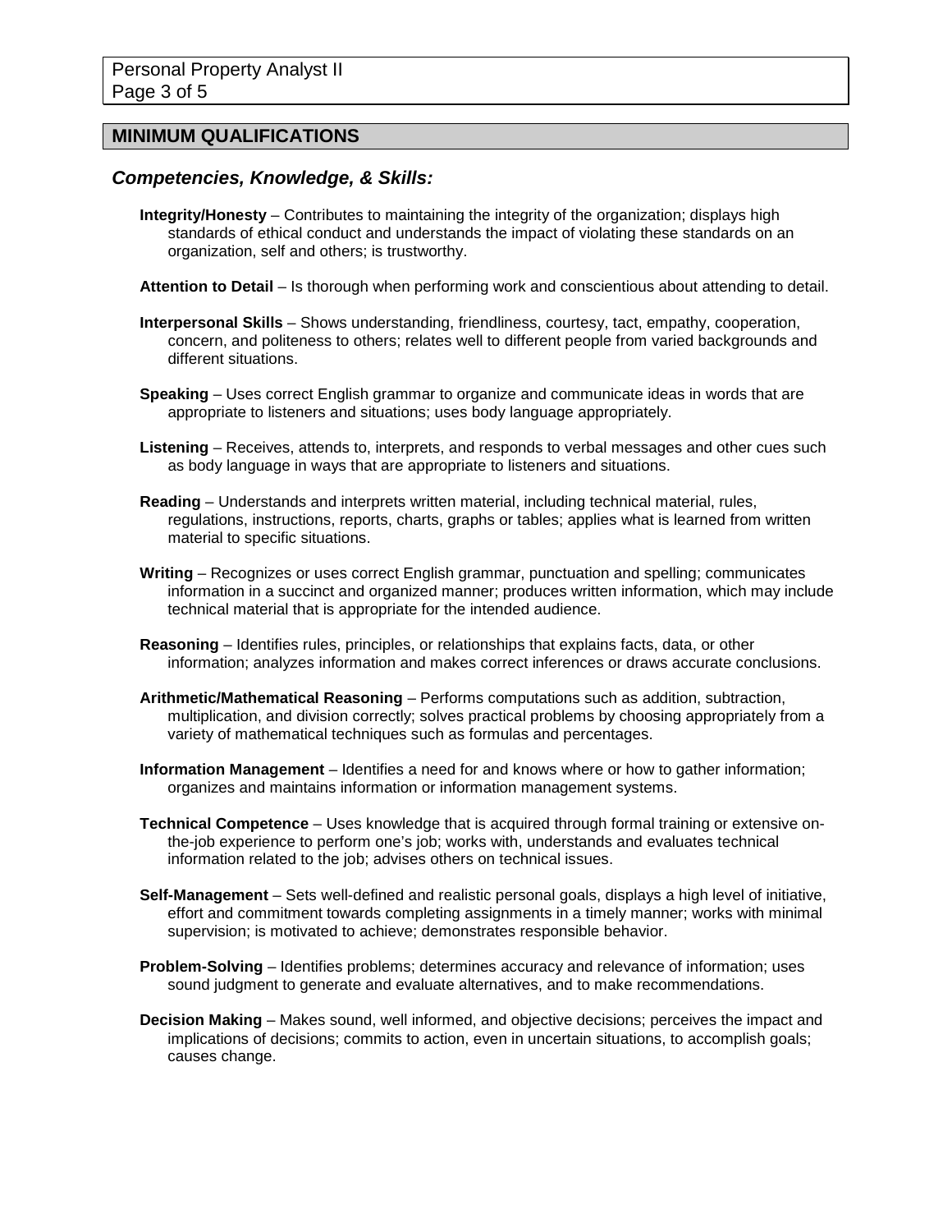## MINIMUM QUALIFICATIONS

### *Competencies, Knowledge, & Skills:*

**Integrity/Honesty** – Contributes to maintaining the integrity of the organization; displays high standards of ethical conduct and understands the impact of violating these standards on an organization, self and others; is trustworthy.

**Attention to Detail** – Is thorough when performing work and conscientious about attending to detail.

**Interpersonal Skills** – Shows understanding, friendliness, courtesy, tact, empathy, cooperation, concern, and politeness to others; relates well to different people from varied backgrounds and different situations.

**Speaking** – Uses correct English grammar to organize and communicate ideas in words that are appropriate to listeners and situations; uses body language appropriately.

**Listening** – Receives, attends to, interprets, and responds to verbal messages and other cues such as body language in ways that are appropriate to listeners and situations.

**Reading** – Understands and interprets written material, including technical material, rules, regulations, instructions, reports, charts, graphs or tables; applies what is learned from written material to specific situations.

**Writing** – Recognizes or uses correct English grammar, punctuation and spelling; communicates information in a succinct and organized manner; produces written information, which may include technical material that is appropriate for the intended audience.

**Reasoning** – Identifies rules, principles, or relationships that explains facts, data, or other information; analyzes information and makes correct inferences or draws accurate conclusions.

**Arithmetic/Mathematical Reasoning** – Performs computations such as addition, subtraction, multiplication, and division correctly; solves practical problems by choosing appropriately from a variety of mathematical techniques such as formulas and percentages.

**Information Management** – Identifies a need for and knows where or how to gather information; organizes and maintains information or information management systems.

**Technical Competence** – Uses knowledge that is acquired through formal training or extensive on-the-job experience to perform one's job; works with, understands and evaluates technical information related to the job; advises others on technical issues.

**Self-Management** – Sets well-defined and realistic personal goals, displays a high level of initiative, effort and commitment towards completing assignments in a timely manner; works with minimal supervision; is motivated to achieve; demonstrates responsible behavior.

**Problem-Solving** – Identifies problems; determines accuracy and relevance of information; uses sound judgment to generate and evaluate alternatives, and to make recommendations.

**Decision Making** – Makes sound, well informed, and objective decisions; perceives the impact and implications of decisions; commits to action, even in uncertain situations, to accomplish goals; causes change.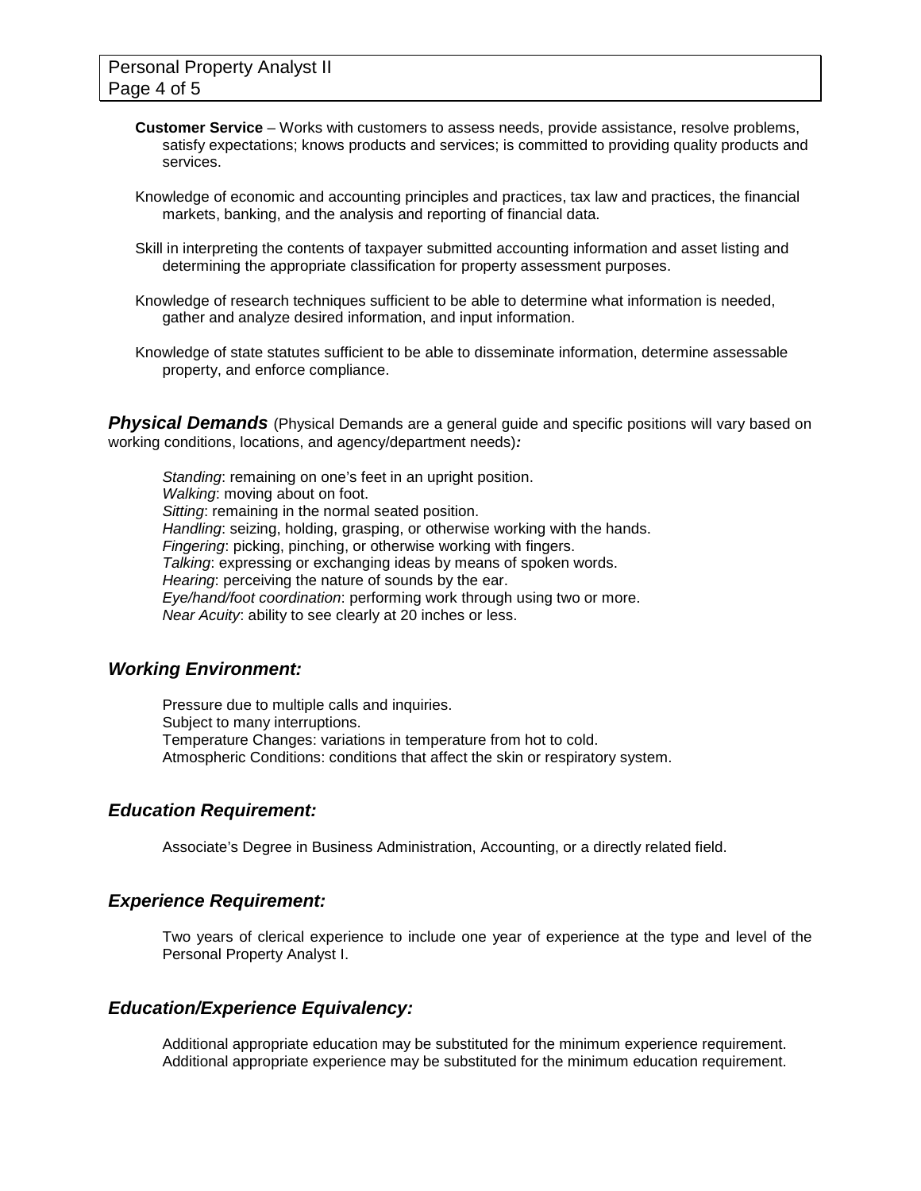**Customer Service** – Works with customers to assess needs, provide assistance, resolve problems, satisfy expectations; knows products and services; is committed to providing quality products and services.

Knowledge of economic and accounting principles and practices, tax law and practices, the financial markets, banking, and the analysis and reporting of financial data.

Skill in interpreting the contents of taxpayer submitted accounting information and asset listing and determining the appropriate classification for property assessment purposes.

Knowledge of research techniques sufficient to be able to determine what information is needed, gather and analyze desired information, and input information.

Knowledge of state statutes sufficient to be able to disseminate information, determine assessable property, and enforce compliance.

***Physical Demands*** (Physical Demands are a general guide and specific positions will vary based on working conditions, locations, and agency/department needs)***:***

*Standing*: remaining on one's feet in an upright position.
*Walking*: moving about on foot.
*Sitting*: remaining in the normal seated position.
*Handling*: seizing, holding, grasping, or otherwise working with the hands.
*Fingering*: picking, pinching, or otherwise working with fingers.
*Talking*: expressing or exchanging ideas by means of spoken words.
*Hearing*: perceiving the nature of sounds by the ear.
*Eye/hand/foot coordination*: performing work through using two or more.
*Near Acuity*: ability to see clearly at 20 inches or less.

### *Working Environment:*

Pressure due to multiple calls and inquiries.
Subject to many interruptions.
Temperature Changes: variations in temperature from hot to cold.
Atmospheric Conditions: conditions that affect the skin or respiratory system.

### *Education Requirement:*

Associate's Degree in Business Administration, Accounting, or a directly related field.

### *Experience Requirement:*

Two years of clerical experience to include one year of experience at the type and level of the Personal Property Analyst I.

### *Education/Experience Equivalency:*

Additional appropriate education may be substituted for the minimum experience requirement.
Additional appropriate experience may be substituted for the minimum education requirement.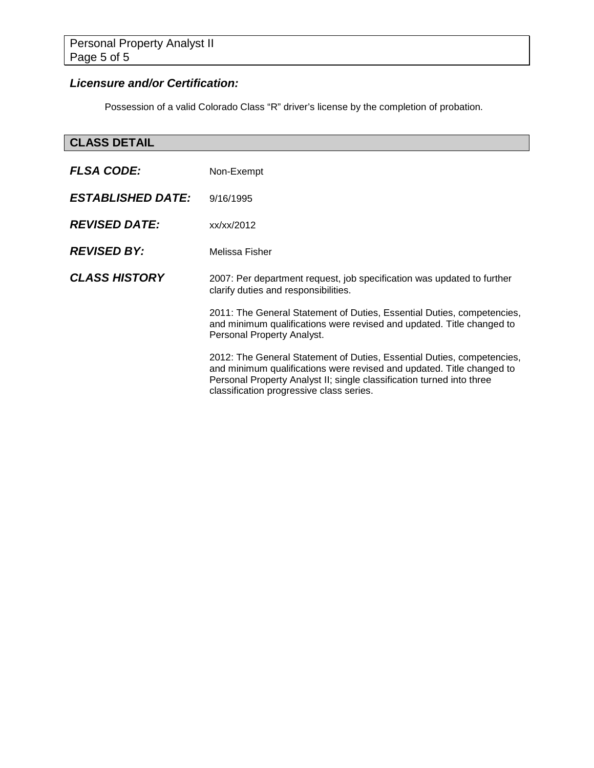### *Licensure and/or Certification:*

Possession of a valid Colorado Class "R" driver's license by the completion of probation.

## CLASS DETAIL

***FLSA CODE:*** Non-Exempt

***ESTABLISHED DATE:*** 9/16/1995

***REVISED DATE:*** xx/xx/2012

***REVISED BY:*** Melissa Fisher

***CLASS HISTORY***

2007: Per department request, job specification was updated to further clarify duties and responsibilities.

2011: The General Statement of Duties, Essential Duties, competencies, and minimum qualifications were revised and updated. Title changed to Personal Property Analyst.

2012: The General Statement of Duties, Essential Duties, competencies, and minimum qualifications were revised and updated. Title changed to Personal Property Analyst II; single classification turned into three classification progressive class series.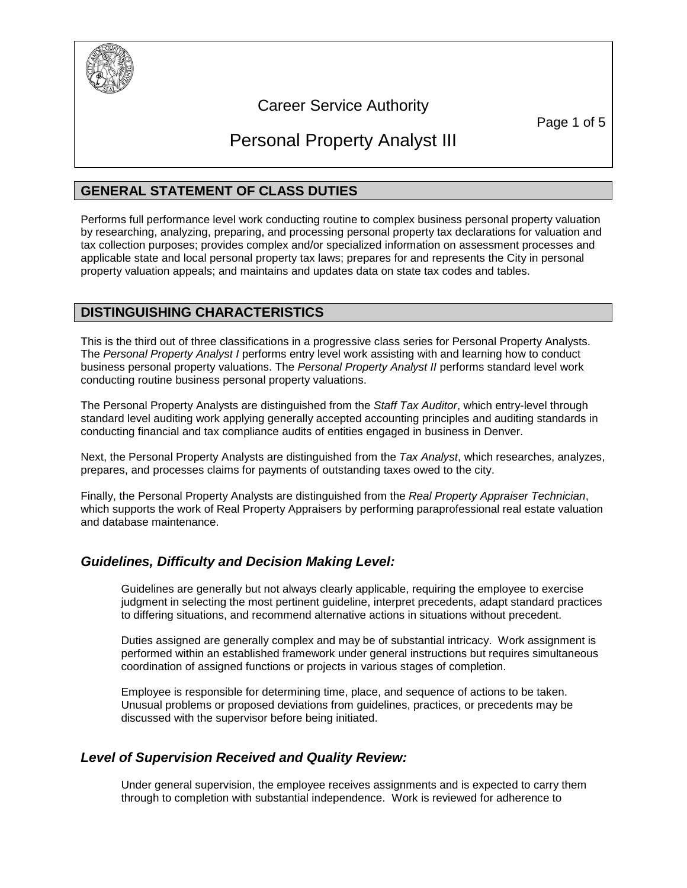# Career Service Authority

# Personal Property Analyst III

## GENERAL STATEMENT OF CLASS DUTIES

Performs full performance level work conducting routine to complex business personal property valuation by researching, analyzing, preparing, and processing personal property tax declarations for valuation and tax collection purposes; provides complex and/or specialized information on assessment processes and applicable state and local personal property tax laws; prepares for and represents the City in personal property valuation appeals; and maintains and updates data on state tax codes and tables.

## DISTINGUISHING CHARACTERISTICS

This is the third out of three classifications in a progressive class series for Personal Property Analysts. The *Personal Property Analyst I* performs entry level work assisting with and learning how to conduct business personal property valuations. The *Personal Property Analyst II* performs standard level work conducting routine business personal property valuations.

The Personal Property Analysts are distinguished from the *Staff Tax Auditor*, which entry-level through standard level auditing work applying generally accepted accounting principles and auditing standards in conducting financial and tax compliance audits of entities engaged in business in Denver.

Next, the Personal Property Analysts are distinguished from the *Tax Analyst*, which researches, analyzes, prepares, and processes claims for payments of outstanding taxes owed to the city.

Finally, the Personal Property Analysts are distinguished from the *Real Property Appraiser Technician*, which supports the work of Real Property Appraisers by performing paraprofessional real estate valuation and database maintenance.

### *Guidelines, Difficulty and Decision Making Level:*

Guidelines are generally but not always clearly applicable, requiring the employee to exercise judgment in selecting the most pertinent guideline, interpret precedents, adapt standard practices to differing situations, and recommend alternative actions in situations without precedent.

Duties assigned are generally complex and may be of substantial intricacy. Work assignment is performed within an established framework under general instructions but requires simultaneous coordination of assigned functions or projects in various stages of completion.

Employee is responsible for determining time, place, and sequence of actions to be taken. Unusual problems or proposed deviations from guidelines, practices, or precedents may be discussed with the supervisor before being initiated.

### *Level of Supervision Received and Quality Review:*

Under general supervision, the employee receives assignments and is expected to carry them through to completion with substantial independence. Work is reviewed for adherence to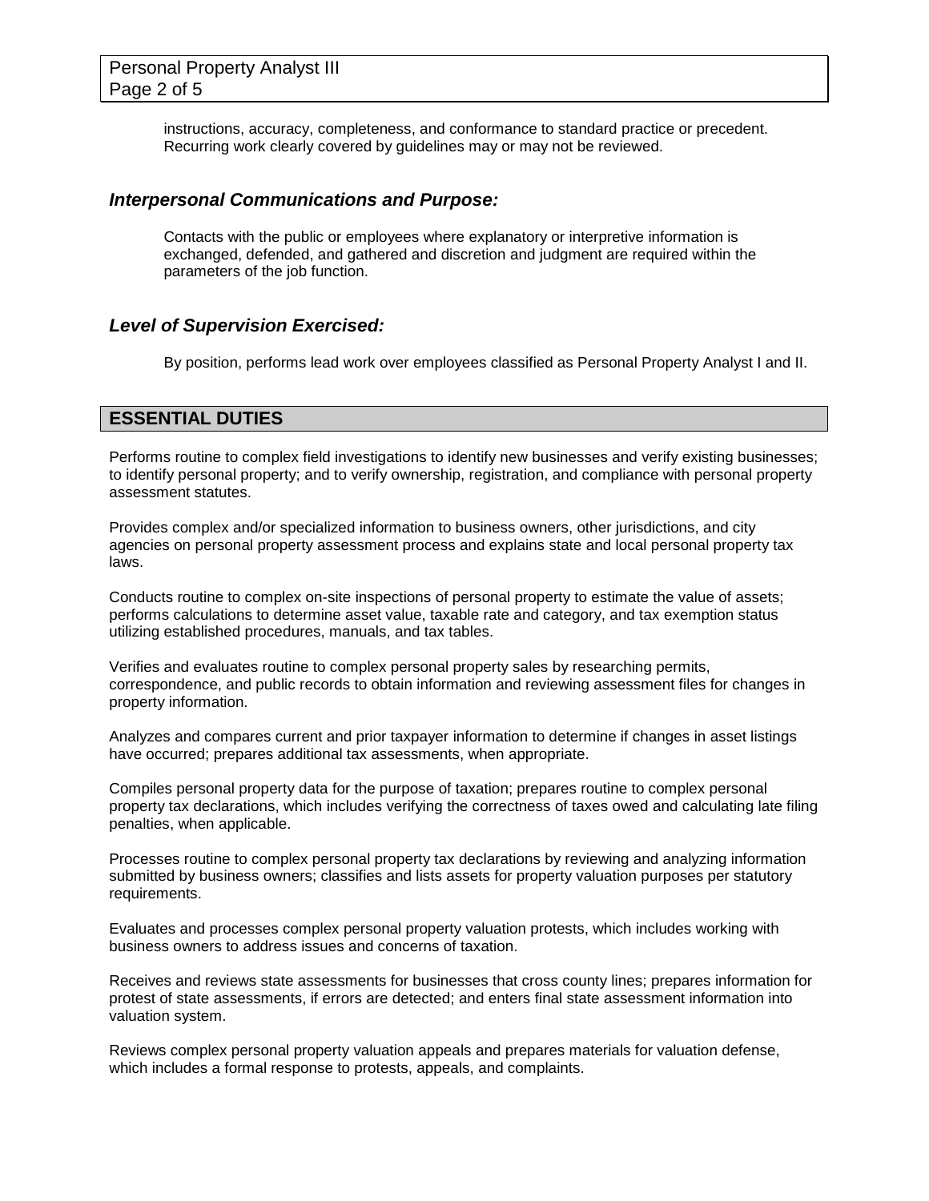instructions, accuracy, completeness, and conformance to standard practice or precedent. Recurring work clearly covered by guidelines may or may not be reviewed.

### *Interpersonal Communications and Purpose:*

Contacts with the public or employees where explanatory or interpretive information is exchanged, defended, and gathered and discretion and judgment are required within the parameters of the job function.

### *Level of Supervision Exercised:*

By position, performs lead work over employees classified as Personal Property Analyst I and II.

## ESSENTIAL DUTIES

Performs routine to complex field investigations to identify new businesses and verify existing businesses; to identify personal property; and to verify ownership, registration, and compliance with personal property assessment statutes.

Provides complex and/or specialized information to business owners, other jurisdictions, and city agencies on personal property assessment process and explains state and local personal property tax laws.

Conducts routine to complex on-site inspections of personal property to estimate the value of assets; performs calculations to determine asset value, taxable rate and category, and tax exemption status utilizing established procedures, manuals, and tax tables.

Verifies and evaluates routine to complex personal property sales by researching permits, correspondence, and public records to obtain information and reviewing assessment files for changes in property information.

Analyzes and compares current and prior taxpayer information to determine if changes in asset listings have occurred; prepares additional tax assessments, when appropriate.

Compiles personal property data for the purpose of taxation; prepares routine to complex personal property tax declarations, which includes verifying the correctness of taxes owed and calculating late filing penalties, when applicable.

Processes routine to complex personal property tax declarations by reviewing and analyzing information submitted by business owners; classifies and lists assets for property valuation purposes per statutory requirements.

Evaluates and processes complex personal property valuation protests, which includes working with business owners to address issues and concerns of taxation.

Receives and reviews state assessments for businesses that cross county lines; prepares information for protest of state assessments, if errors are detected; and enters final state assessment information into valuation system.

Reviews complex personal property valuation appeals and prepares materials for valuation defense, which includes a formal response to protests, appeals, and complaints.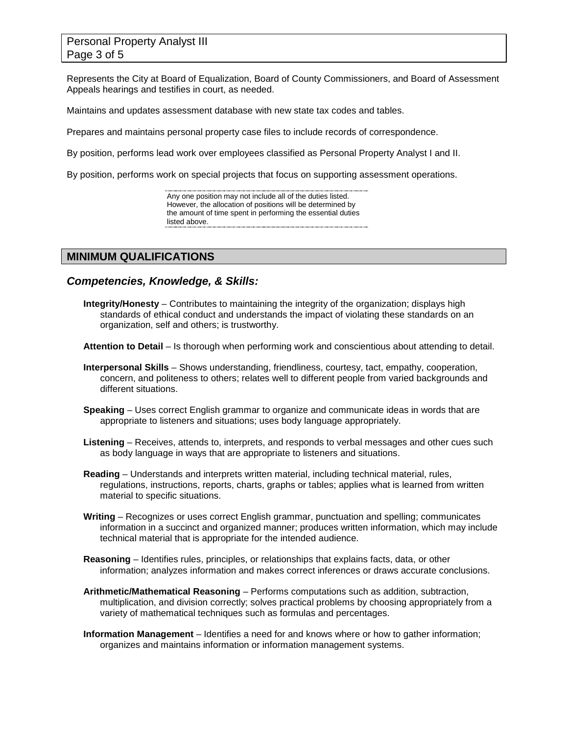Represents the City at Board of Equalization, Board of County Commissioners, and Board of Assessment Appeals hearings and testifies in court, as needed.

Maintains and updates assessment database with new state tax codes and tables.

Prepares and maintains personal property case files to include records of correspondence.

By position, performs lead work over employees classified as Personal Property Analyst I and II.

By position, performs work on special projects that focus on supporting assessment operations.

Any one position may not include all of the duties listed. However, the allocation of positions will be determined by the amount of time spent in performing the essential duties listed above.

## MINIMUM QUALIFICATIONS

### *Competencies, Knowledge, & Skills:*

**Integrity/Honesty** – Contributes to maintaining the integrity of the organization; displays high standards of ethical conduct and understands the impact of violating these standards on an organization, self and others; is trustworthy.

**Attention to Detail** – Is thorough when performing work and conscientious about attending to detail.

**Interpersonal Skills** – Shows understanding, friendliness, courtesy, tact, empathy, cooperation, concern, and politeness to others; relates well to different people from varied backgrounds and different situations.

**Speaking** – Uses correct English grammar to organize and communicate ideas in words that are appropriate to listeners and situations; uses body language appropriately.

**Listening** – Receives, attends to, interprets, and responds to verbal messages and other cues such as body language in ways that are appropriate to listeners and situations.

**Reading** – Understands and interprets written material, including technical material, rules, regulations, instructions, reports, charts, graphs or tables; applies what is learned from written material to specific situations.

**Writing** – Recognizes or uses correct English grammar, punctuation and spelling; communicates information in a succinct and organized manner; produces written information, which may include technical material that is appropriate for the intended audience.

**Reasoning** – Identifies rules, principles, or relationships that explains facts, data, or other information; analyzes information and makes correct inferences or draws accurate conclusions.

**Arithmetic/Mathematical Reasoning** – Performs computations such as addition, subtraction, multiplication, and division correctly; solves practical problems by choosing appropriately from a variety of mathematical techniques such as formulas and percentages.

**Information Management** – Identifies a need for and knows where or how to gather information; organizes and maintains information or information management systems.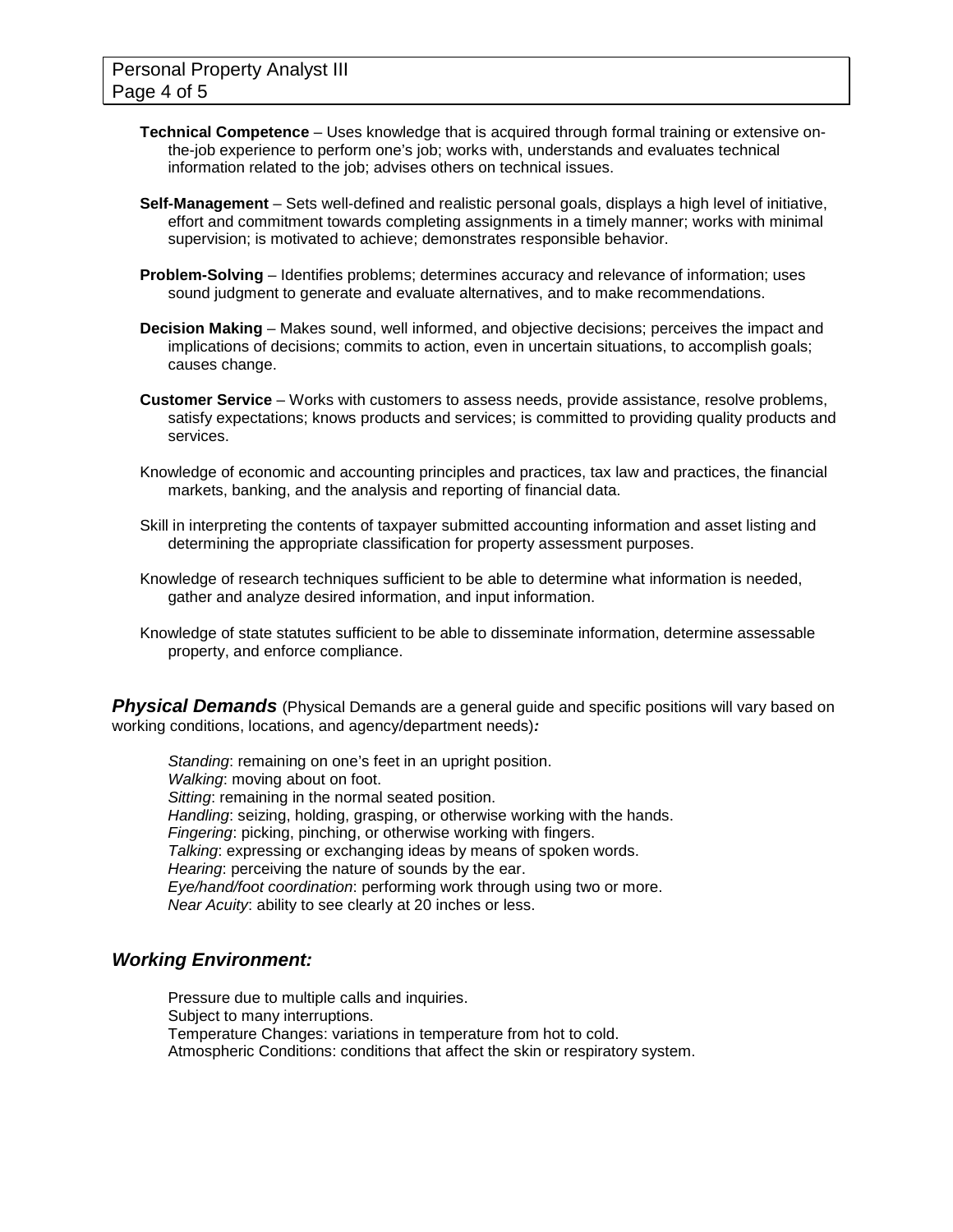**Technical Competence** – Uses knowledge that is acquired through formal training or extensive on-the-job experience to perform one's job; works with, understands and evaluates technical information related to the job; advises others on technical issues.

**Self-Management** – Sets well-defined and realistic personal goals, displays a high level of initiative, effort and commitment towards completing assignments in a timely manner; works with minimal supervision; is motivated to achieve; demonstrates responsible behavior.

**Problem-Solving** – Identifies problems; determines accuracy and relevance of information; uses sound judgment to generate and evaluate alternatives, and to make recommendations.

**Decision Making** – Makes sound, well informed, and objective decisions; perceives the impact and implications of decisions; commits to action, even in uncertain situations, to accomplish goals; causes change.

**Customer Service** – Works with customers to assess needs, provide assistance, resolve problems, satisfy expectations; knows products and services; is committed to providing quality products and services.

Knowledge of economic and accounting principles and practices, tax law and practices, the financial markets, banking, and the analysis and reporting of financial data.

Skill in interpreting the contents of taxpayer submitted accounting information and asset listing and determining the appropriate classification for property assessment purposes.

Knowledge of research techniques sufficient to be able to determine what information is needed, gather and analyze desired information, and input information.

Knowledge of state statutes sufficient to be able to disseminate information, determine assessable property, and enforce compliance.

***Physical Demands*** (Physical Demands are a general guide and specific positions will vary based on working conditions, locations, and agency/department needs)***:***

*Standing*: remaining on one's feet in an upright position.
*Walking*: moving about on foot.
*Sitting*: remaining in the normal seated position.
*Handling*: seizing, holding, grasping, or otherwise working with the hands.
*Fingering*: picking, pinching, or otherwise working with fingers.
*Talking*: expressing or exchanging ideas by means of spoken words.
*Hearing*: perceiving the nature of sounds by the ear.
*Eye/hand/foot coordination*: performing work through using two or more.
*Near Acuity*: ability to see clearly at 20 inches or less.

## ***Working Environment:***

Pressure due to multiple calls and inquiries.
Subject to many interruptions.
Temperature Changes: variations in temperature from hot to cold.
Atmospheric Conditions: conditions that affect the skin or respiratory system.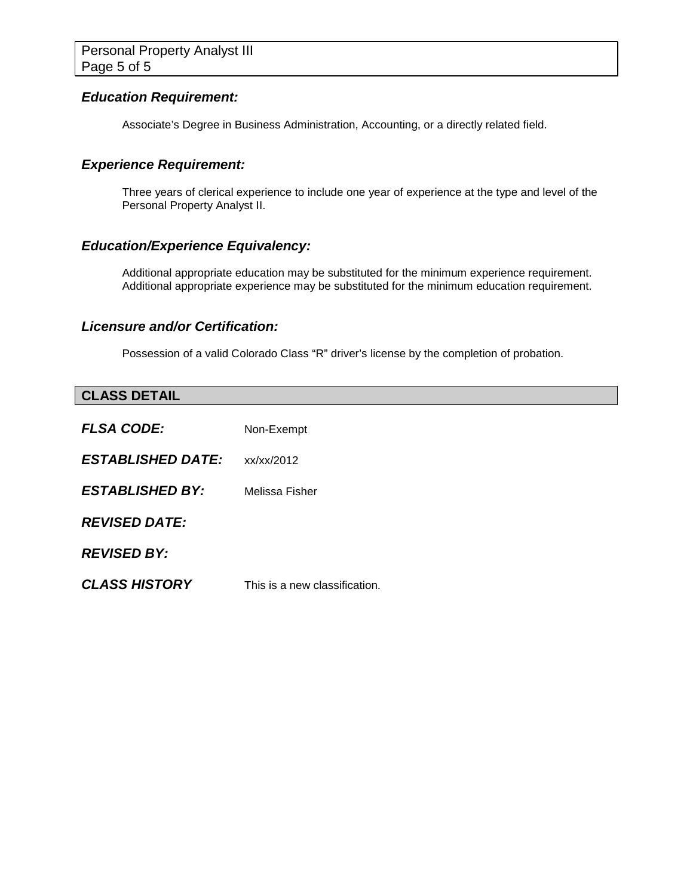### *Education Requirement:*

Associate's Degree in Business Administration, Accounting, or a directly related field.

### *Experience Requirement:*

Three years of clerical experience to include one year of experience at the type and level of the Personal Property Analyst II.

### *Education/Experience Equivalency:*

Additional appropriate education may be substituted for the minimum experience requirement.
Additional appropriate experience may be substituted for the minimum education requirement.

### *Licensure and/or Certification:*

Possession of a valid Colorado Class "R" driver's license by the completion of probation.

## CLASS DETAIL

***FLSA CODE:*** Non-Exempt

***ESTABLISHED DATE:*** xx/xx/2012

***ESTABLISHED BY:*** Melissa Fisher

***REVISED DATE:***

***REVISED BY:***

***CLASS HISTORY*** This is a new classification.